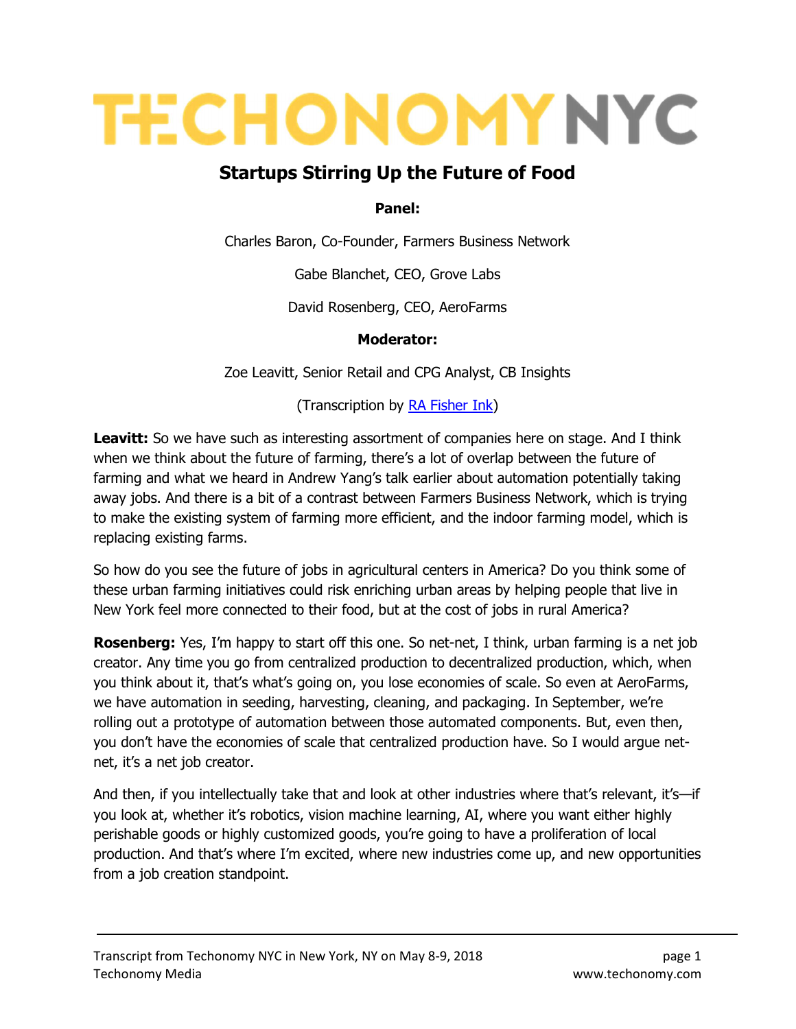# TECHONOMY NYC

## Startups Stirring Up the Future of Food

**Panel:**

Charles Baron, Co-Founder, Farmers Business Network

Gabe Blanchet, CEO, Grove Labs

David Rosenberg, CEO, AeroFarms

**Moderator:**

Zoe Leavitt, Senior Retail and CPG Analyst, CB Insights

(Transcription by RA Fisher Ink)

**Leavitt:** So we have such as interesting assortment of companies here on stage. And I think when we think about the future of farming, there's a lot of overlap between the future of farming and what we heard in Andrew Yang's talk earlier about automation potentially taking away jobs. And there is a bit of a contrast between Farmers Business Network, which is trying to make the existing system of farming more efficient, and the indoor farming model, which is replacing existing farms.

So how do you see the future of jobs in agricultural centers in America? Do you think some of these urban farming initiatives could risk enriching urban areas by helping people that live in New York feel more connected to their food, but at the cost of jobs in rural America?

**Rosenberg:** Yes, I'm happy to start off this one. So net-net, I think, urban farming is a net job creator. Any time you go from centralized production to decentralized production, which, when you think about it, that's what's going on, you lose economies of scale. So even at AeroFarms, we have automation in seeding, harvesting, cleaning, and packaging. In September, we're rolling out a prototype of automation between those automated components. But, even then, you don't have the economies of scale that centralized production have. So I would argue net-net, it's a net job creator.

And then, if you intellectually take that and look at other industries where that's relevant, it's—if you look at, whether it's robotics, vision machine learning, AI, where you want either highly perishable goods or highly customized goods, you're going to have a proliferation of local production. And that's where I'm excited, where new industries come up, and new opportunities from a job creation standpoint.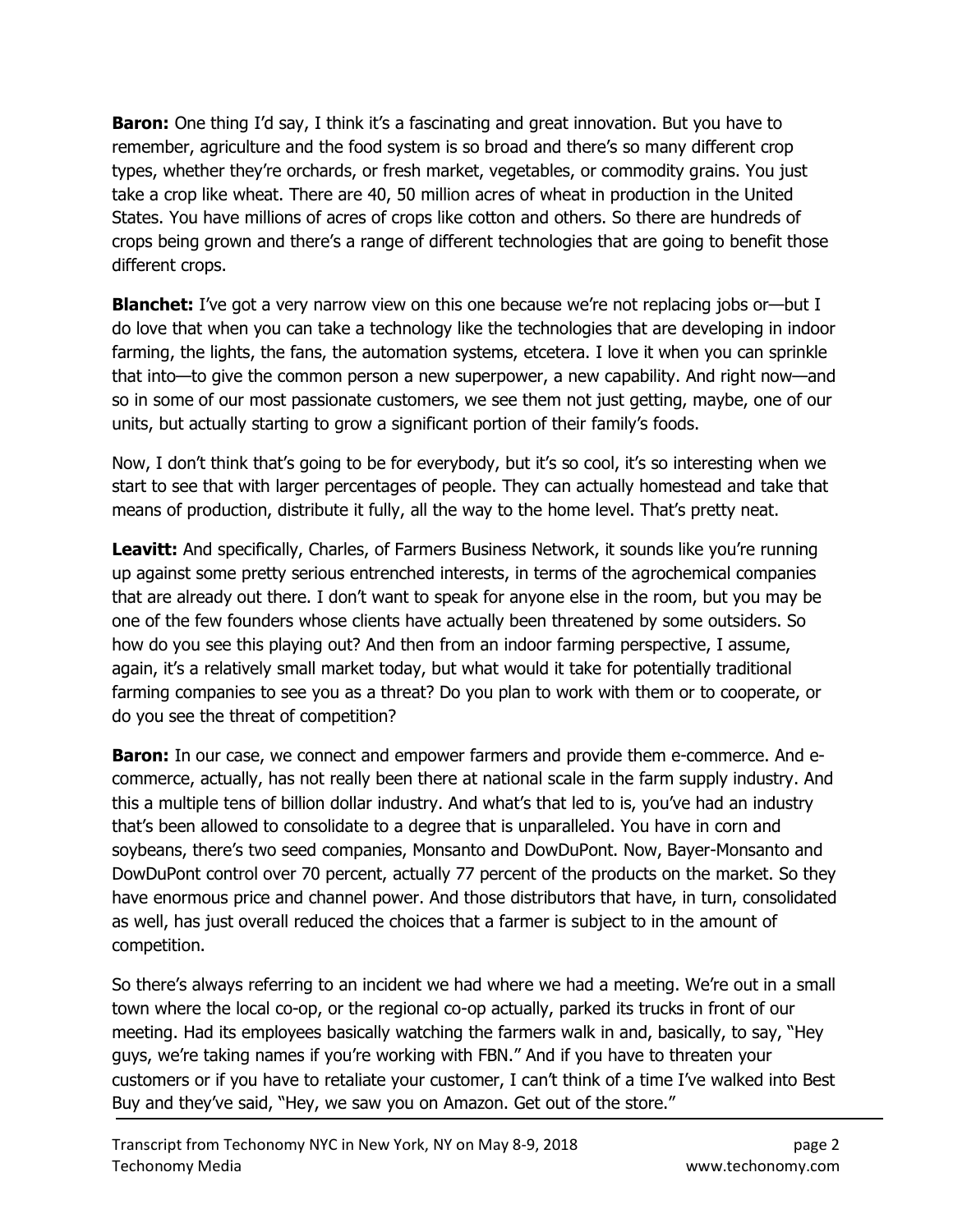**Baron:** One thing I'd say, I think it's a fascinating and great innovation. But you have to remember, agriculture and the food system is so broad and there's so many different crop types, whether they're orchards, or fresh market, vegetables, or commodity grains. You just take a crop like wheat. There are 40, 50 million acres of wheat in production in the United States. You have millions of acres of crops like cotton and others. So there are hundreds of crops being grown and there's a range of different technologies that are going to benefit those different crops.

**Blanchet:** I've got a very narrow view on this one because we're not replacing jobs or—but I do love that when you can take a technology like the technologies that are developing in indoor farming, the lights, the fans, the automation systems, etcetera. I love it when you can sprinkle that into—to give the common person a new superpower, a new capability. And right now—and so in some of our most passionate customers, we see them not just getting, maybe, one of our units, but actually starting to grow a significant portion of their family's foods.

Now, I don't think that's going to be for everybody, but it's so cool, it's so interesting when we start to see that with larger percentages of people. They can actually homestead and take that means of production, distribute it fully, all the way to the home level. That's pretty neat.

**Leavitt:** And specifically, Charles, of Farmers Business Network, it sounds like you're running up against some pretty serious entrenched interests, in terms of the agrochemical companies that are already out there. I don't want to speak for anyone else in the room, but you may be one of the few founders whose clients have actually been threatened by some outsiders. So how do you see this playing out? And then from an indoor farming perspective, I assume, again, it's a relatively small market today, but what would it take for potentially traditional farming companies to see you as a threat? Do you plan to work with them or to cooperate, or do you see the threat of competition?

**Baron:** In our case, we connect and empower farmers and provide them e-commerce. And e-commerce, actually, has not really been there at national scale in the farm supply industry. And this a multiple tens of billion dollar industry. And what's that led to is, you've had an industry that's been allowed to consolidate to a degree that is unparalleled. You have in corn and soybeans, there's two seed companies, Monsanto and DowDuPont. Now, Bayer-Monsanto and DowDuPont control over 70 percent, actually 77 percent of the products on the market. So they have enormous price and channel power. And those distributors that have, in turn, consolidated as well, has just overall reduced the choices that a farmer is subject to in the amount of competition.

So there's always referring to an incident we had where we had a meeting. We're out in a small town where the local co-op, or the regional co-op actually, parked its trucks in front of our meeting. Had its employees basically watching the farmers walk in and, basically, to say, "Hey guys, we're taking names if you're working with FBN." And if you have to threaten your customers or if you have to retaliate your customer, I can't think of a time I've walked into Best Buy and they've said, "Hey, we saw you on Amazon. Get out of the store."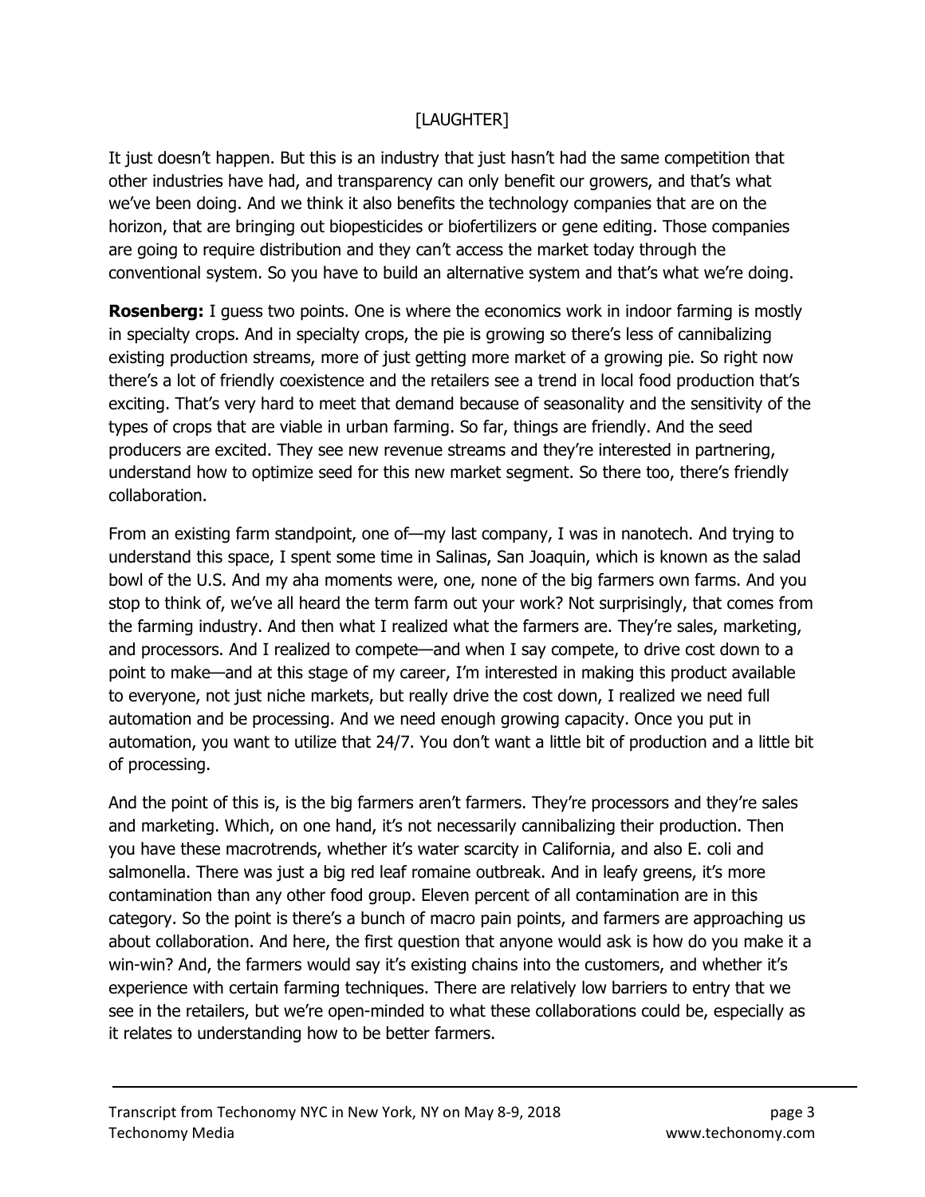[LAUGHTER]

It just doesn't happen. But this is an industry that just hasn't had the same competition that other industries have had, and transparency can only benefit our growers, and that's what we've been doing. And we think it also benefits the technology companies that are on the horizon, that are bringing out biopesticides or biofertilizers or gene editing. Those companies are going to require distribution and they can't access the market today through the conventional system. So you have to build an alternative system and that's what we're doing.

**Rosenberg:** I guess two points. One is where the economics work in indoor farming is mostly in specialty crops. And in specialty crops, the pie is growing so there's less of cannibalizing existing production streams, more of just getting more market of a growing pie. So right now there's a lot of friendly coexistence and the retailers see a trend in local food production that's exciting. That's very hard to meet that demand because of seasonality and the sensitivity of the types of crops that are viable in urban farming. So far, things are friendly. And the seed producers are excited. They see new revenue streams and they're interested in partnering, understand how to optimize seed for this new market segment. So there too, there's friendly collaboration.

From an existing farm standpoint, one of—my last company, I was in nanotech. And trying to understand this space, I spent some time in Salinas, San Joaquin, which is known as the salad bowl of the U.S. And my aha moments were, one, none of the big farmers own farms. And you stop to think of, we've all heard the term farm out your work? Not surprisingly, that comes from the farming industry. And then what I realized what the farmers are. They're sales, marketing, and processors. And I realized to compete—and when I say compete, to drive cost down to a point to make—and at this stage of my career, I'm interested in making this product available to everyone, not just niche markets, but really drive the cost down, I realized we need full automation and be processing. And we need enough growing capacity. Once you put in automation, you want to utilize that 24/7. You don't want a little bit of production and a little bit of processing.

And the point of this is, is the big farmers aren't farmers. They're processors and they're sales and marketing. Which, on one hand, it's not necessarily cannibalizing their production. Then you have these macrotrends, whether it's water scarcity in California, and also E. coli and salmonella. There was just a big red leaf romaine outbreak. And in leafy greens, it's more contamination than any other food group. Eleven percent of all contamination are in this category. So the point is there's a bunch of macro pain points, and farmers are approaching us about collaboration. And here, the first question that anyone would ask is how do you make it a win-win? And, the farmers would say it's existing chains into the customers, and whether it's experience with certain farming techniques. There are relatively low barriers to entry that we see in the retailers, but we're open-minded to what these collaborations could be, especially as it relates to understanding how to be better farmers.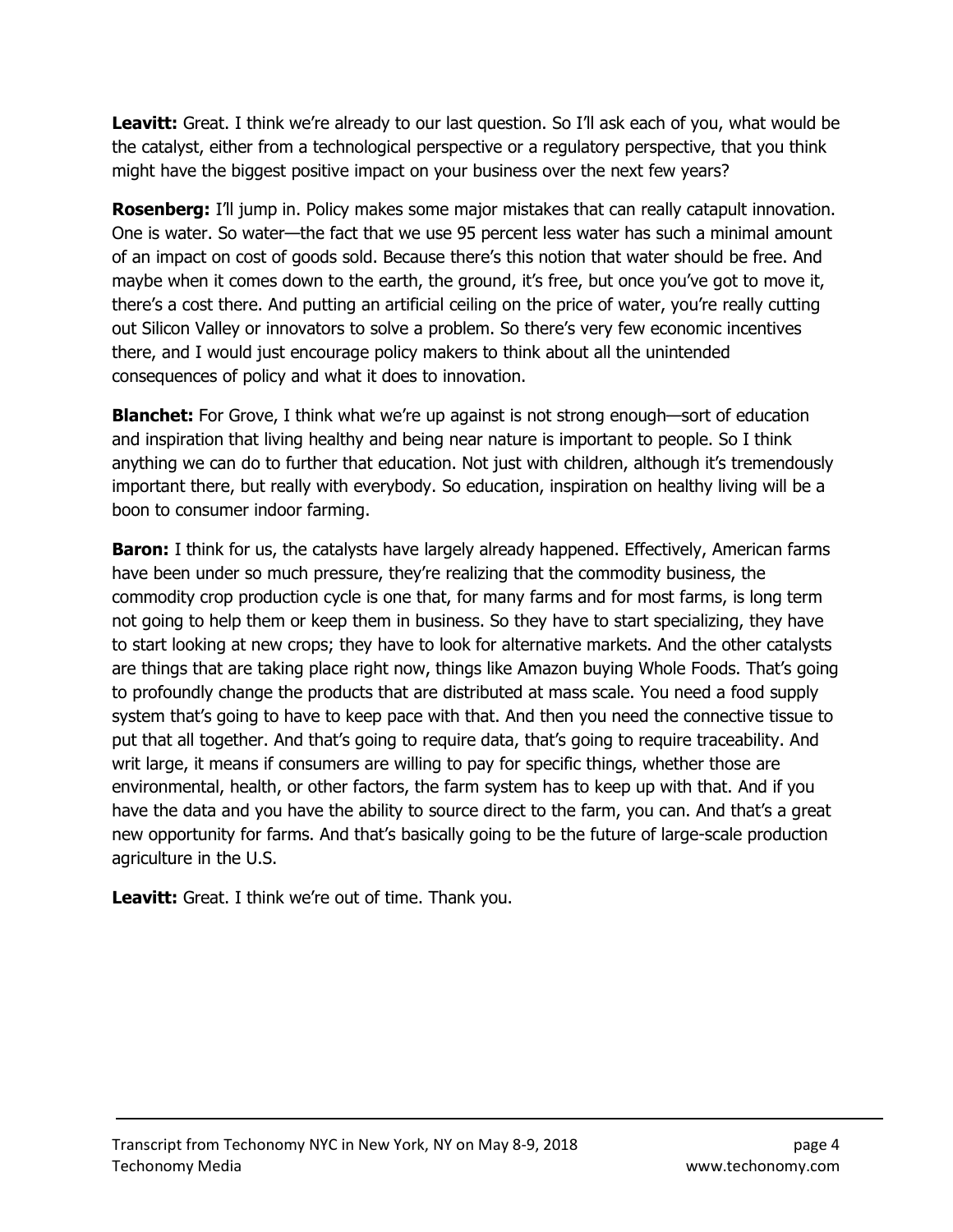**Leavitt:** Great. I think we're already to our last question. So I'll ask each of you, what would be the catalyst, either from a technological perspective or a regulatory perspective, that you think might have the biggest positive impact on your business over the next few years?

**Rosenberg:** I'll jump in. Policy makes some major mistakes that can really catapult innovation. One is water. So water—the fact that we use 95 percent less water has such a minimal amount of an impact on cost of goods sold. Because there's this notion that water should be free. And maybe when it comes down to the earth, the ground, it's free, but once you've got to move it, there's a cost there. And putting an artificial ceiling on the price of water, you're really cutting out Silicon Valley or innovators to solve a problem. So there's very few economic incentives there, and I would just encourage policy makers to think about all the unintended consequences of policy and what it does to innovation.

**Blanchet:** For Grove, I think what we're up against is not strong enough—sort of education and inspiration that living healthy and being near nature is important to people. So I think anything we can do to further that education. Not just with children, although it's tremendously important there, but really with everybody. So education, inspiration on healthy living will be a boon to consumer indoor farming.

**Baron:** I think for us, the catalysts have largely already happened. Effectively, American farms have been under so much pressure, they're realizing that the commodity business, the commodity crop production cycle is one that, for many farms and for most farms, is long term not going to help them or keep them in business. So they have to start specializing, they have to start looking at new crops; they have to look for alternative markets. And the other catalysts are things that are taking place right now, things like Amazon buying Whole Foods. That's going to profoundly change the products that are distributed at mass scale. You need a food supply system that's going to have to keep pace with that. And then you need the connective tissue to put that all together. And that's going to require data, that's going to require traceability. And writ large, it means if consumers are willing to pay for specific things, whether those are environmental, health, or other factors, the farm system has to keep up with that. And if you have the data and you have the ability to source direct to the farm, you can. And that's a great new opportunity for farms. And that's basically going to be the future of large-scale production agriculture in the U.S.

**Leavitt:** Great. I think we're out of time. Thank you.